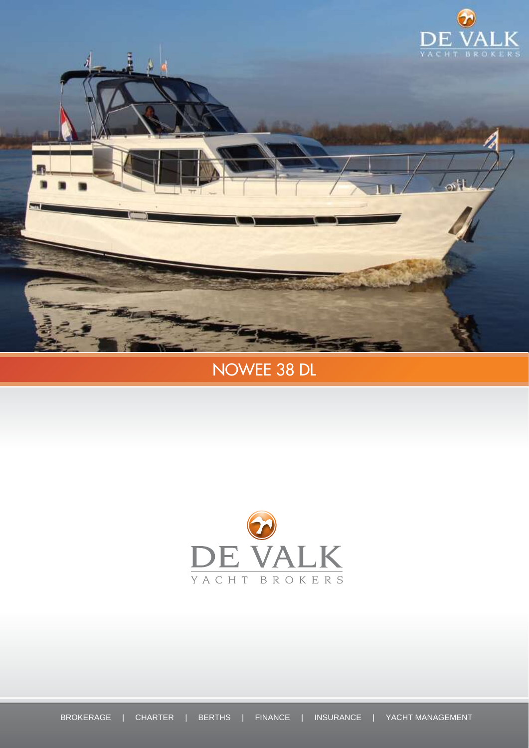DE VALK
YACHT BROKERS

# NOWEE 38 DL

DE VALK
YACHT BROKERS

BROKERAGE | CHARTER | BERTHS | FINANCE | INSURANCE | YACHT MANAGEMENT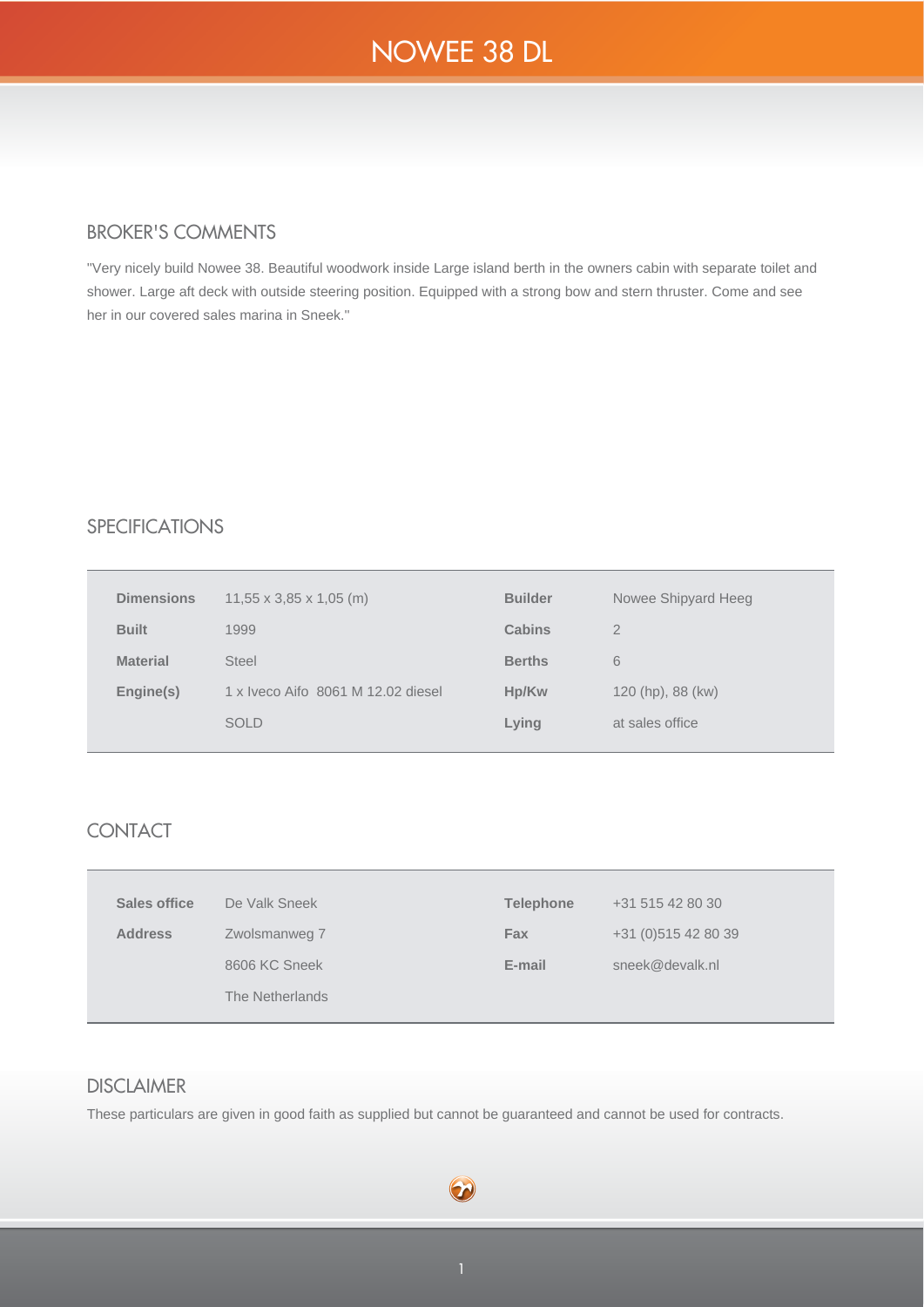# NOWEE 38 DL

## BROKER'S COMMENTS

"Very nicely build Nowee 38. Beautiful woodwork inside Large island berth in the owners cabin with separate toilet and shower. Large aft deck with outside steering position. Equipped with a strong bow and stern thruster. Come and see her in our covered sales marina in Sneek."

## SPECIFICATIONS

| | | | |
|---|---|---|---|
| **Dimensions** | 11,55 x 3,85 x 1,05 (m) | **Builder** | Nowee Shipyard Heeg |
| **Built** | 1999 | **Cabins** | 2 |
| **Material** | Steel | **Berths** | 6 |
| **Engine(s)** | 1 x Iveco Aifo 8061 M 12.02 diesel | **Hp/Kw** | 120 (hp), 88 (kw) |
| | SOLD | **Lying** | at sales office |

## CONTACT

| | | | |
|---|---|---|---|
| **Sales office** | De Valk Sneek | **Telephone** | +31 515 42 80 30 |
| **Address** | Zwolsmanweg 7 | **Fax** | +31 (0)515 42 80 39 |
| | 8606 KC Sneek | **E-mail** | sneek@devalk.nl |
| | The Netherlands | | |

## DISCLAIMER

These particulars are given in good faith as supplied but cannot be guaranteed and cannot be used for contracts.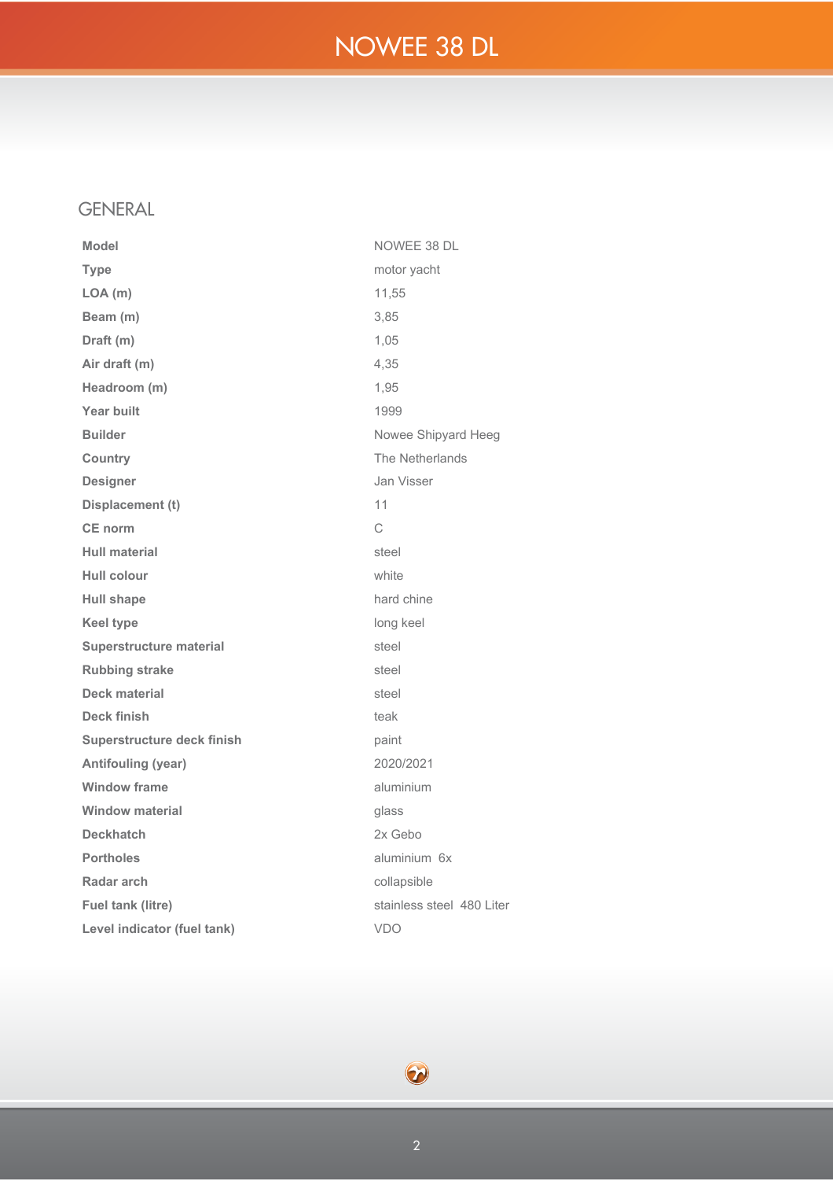# NOWEE 38 DL

## GENERAL

| | |
|---|---|
| **Model** | NOWEE 38 DL |
| **Type** | motor yacht |
| **LOA (m)** | 11,55 |
| **Beam (m)** | 3,85 |
| **Draft (m)** | 1,05 |
| **Air draft (m)** | 4,35 |
| **Headroom (m)** | 1,95 |
| **Year built** | 1999 |
| **Builder** | Nowee Shipyard Heeg |
| **Country** | The Netherlands |
| **Designer** | Jan Visser |
| **Displacement (t)** | 11 |
| **CE norm** | C |
| **Hull material** | steel |
| **Hull colour** | white |
| **Hull shape** | hard chine |
| **Keel type** | long keel |
| **Superstructure material** | steel |
| **Rubbing strake** | steel |
| **Deck material** | steel |
| **Deck finish** | teak |
| **Superstructure deck finish** | paint |
| **Antifouling (year)** | 2020/2021 |
| **Window frame** | aluminium |
| **Window material** | glass |
| **Deckhatch** | 2x Gebo |
| **Portholes** | aluminium 6x |
| **Radar arch** | collapsible |
| **Fuel tank (litre)** | stainless steel 480 Liter |
| **Level indicator (fuel tank)** | VDO |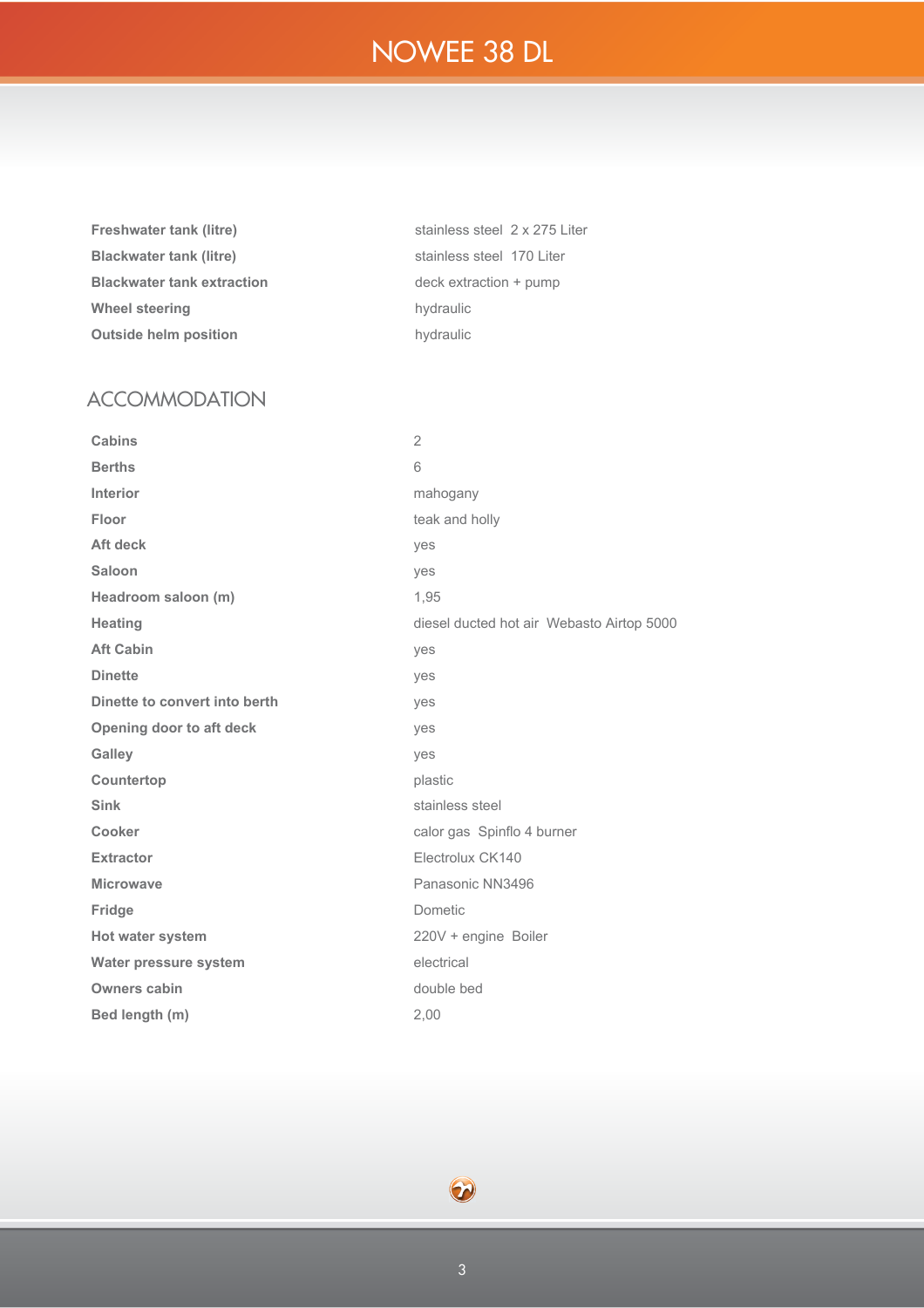# NOWEE 38 DL

| | |
|---|---|
| **Freshwater tank (litre)** | stainless steel 2 x 275 Liter |
| **Blackwater tank (litre)** | stainless steel 170 Liter |
| **Blackwater tank extraction** | deck extraction + pump |
| **Wheel steering** | hydraulic |
| **Outside helm position** | hydraulic |

## ACCOMMODATION

| | |
|---|---|
| **Cabins** | 2 |
| **Berths** | 6 |
| **Interior** | mahogany |
| **Floor** | teak and holly |
| **Aft deck** | yes |
| **Saloon** | yes |
| **Headroom saloon (m)** | 1,95 |
| **Heating** | diesel ducted hot air Webasto Airtop 5000 |
| **Aft Cabin** | yes |
| **Dinette** | yes |
| **Dinette to convert into berth** | yes |
| **Opening door to aft deck** | yes |
| **Galley** | yes |
| **Countertop** | plastic |
| **Sink** | stainless steel |
| **Cooker** | calor gas Spinflo 4 burner |
| **Extractor** | Electrolux CK140 |
| **Microwave** | Panasonic NN3496 |
| **Fridge** | Dometic |
| **Hot water system** | 220V + engine Boiler |
| **Water pressure system** | electrical |
| **Owners cabin** | double bed |
| **Bed length (m)** | 2,00 |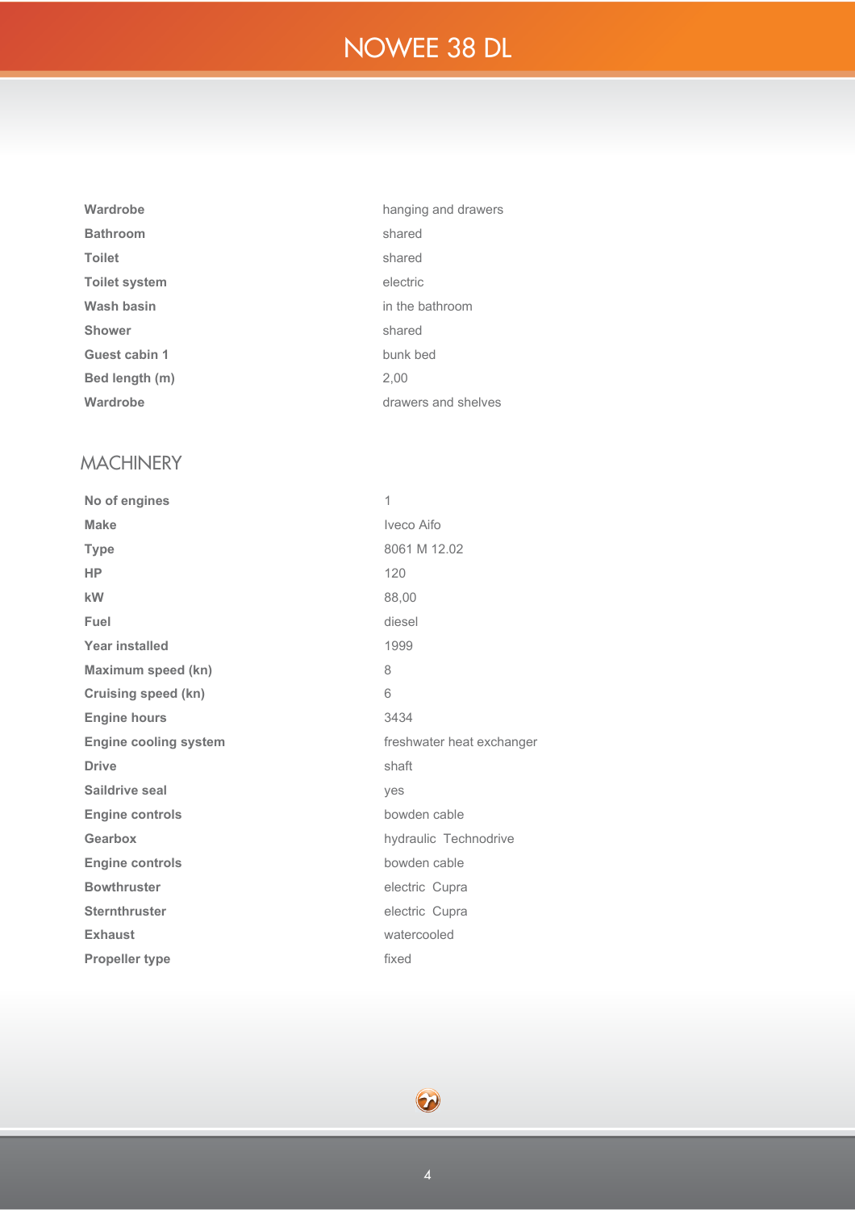| | |
|---|---|
| **Wardrobe** | hanging and drawers |
| **Bathroom** | shared |
| **Toilet** | shared |
| **Toilet system** | electric |
| **Wash basin** | in the bathroom |
| **Shower** | shared |
| **Guest cabin 1** | bunk bed |
| **Bed length (m)** | 2,00 |
| **Wardrobe** | drawers and shelves |

## MACHINERY

| | |
|---|---|
| **No of engines** | 1 |
| **Make** | Iveco Aifo |
| **Type** | 8061 M 12.02 |
| **HP** | 120 |
| **kW** | 88,00 |
| **Fuel** | diesel |
| **Year installed** | 1999 |
| **Maximum speed (kn)** | 8 |
| **Cruising speed (kn)** | 6 |
| **Engine hours** | 3434 |
| **Engine cooling system** | freshwater heat exchanger |
| **Drive** | shaft |
| **Saildrive seal** | yes |
| **Engine controls** | bowden cable |
| **Gearbox** | hydraulic Technodrive |
| **Engine controls** | bowden cable |
| **Bowthruster** | electric Cupra |
| **Sternthruster** | electric Cupra |
| **Exhaust** | watercooled |
| **Propeller type** | fixed |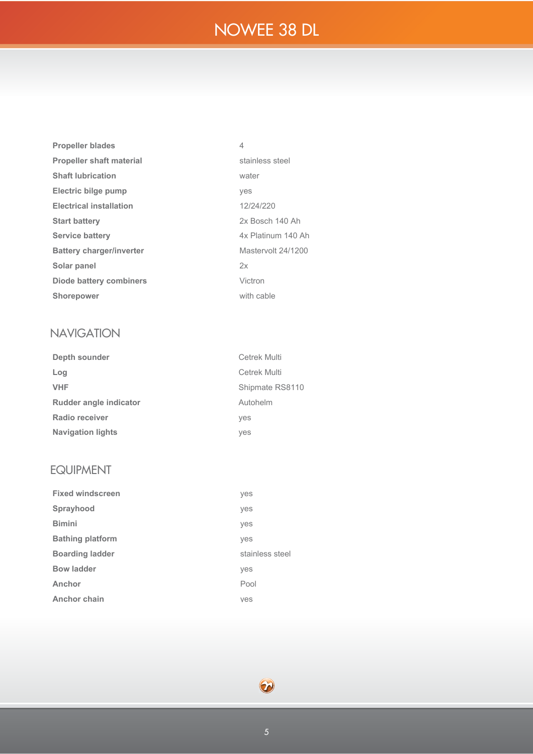| | |
|---|---|
| **Propeller blades** | 4 |
| **Propeller shaft material** | stainless steel |
| **Shaft lubrication** | water |
| **Electric bilge pump** | yes |
| **Electrical installation** | 12/24/220 |
| **Start battery** | 2x Bosch 140 Ah |
| **Service battery** | 4x Platinum 140 Ah |
| **Battery charger/inverter** | Mastervolt 24/1200 |
| **Solar panel** | 2x |
| **Diode battery combiners** | Victron |
| **Shorepower** | with cable |

## NAVIGATION

| | |
|---|---|
| **Depth sounder** | Cetrek Multi |
| **Log** | Cetrek Multi |
| **VHF** | Shipmate RS8110 |
| **Rudder angle indicator** | Autohelm |
| **Radio receiver** | yes |
| **Navigation lights** | yes |

## EQUIPMENT

| | |
|---|---|
| **Fixed windscreen** | yes |
| **Sprayhood** | yes |
| **Bimini** | yes |
| **Bathing platform** | yes |
| **Boarding ladder** | stainless steel |
| **Bow ladder** | yes |
| **Anchor** | Pool |
| **Anchor chain** | yes |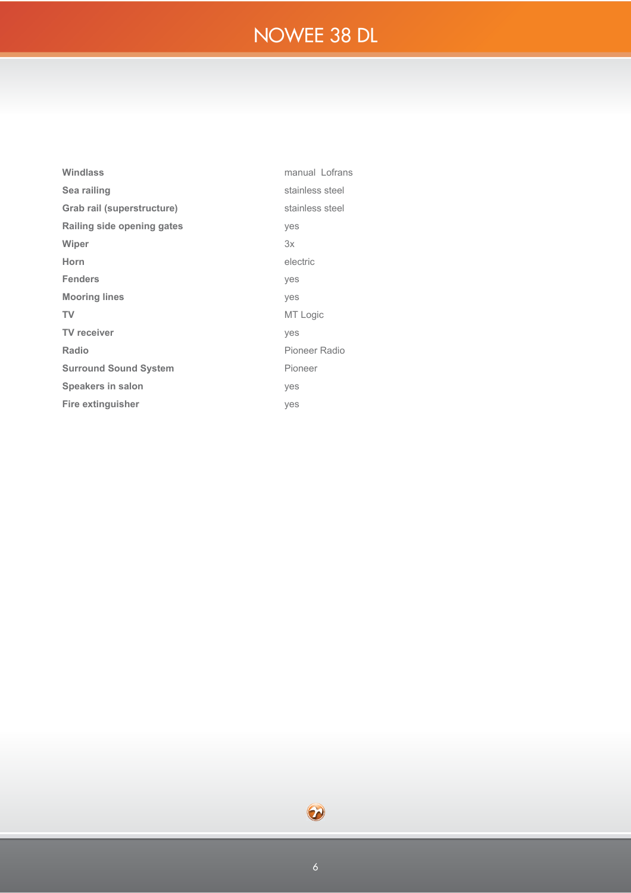| | |
|---|---|
| **Windlass** | manual Lofrans |
| **Sea railing** | stainless steel |
| **Grab rail (superstructure)** | stainless steel |
| **Railing side opening gates** | yes |
| **Wiper** | 3x |
| **Horn** | electric |
| **Fenders** | yes |
| **Mooring lines** | yes |
| **TV** | MT Logic |
| **TV receiver** | yes |
| **Radio** | Pioneer Radio |
| **Surround Sound System** | Pioneer |
| **Speakers in salon** | yes |
| **Fire extinguisher** | yes |